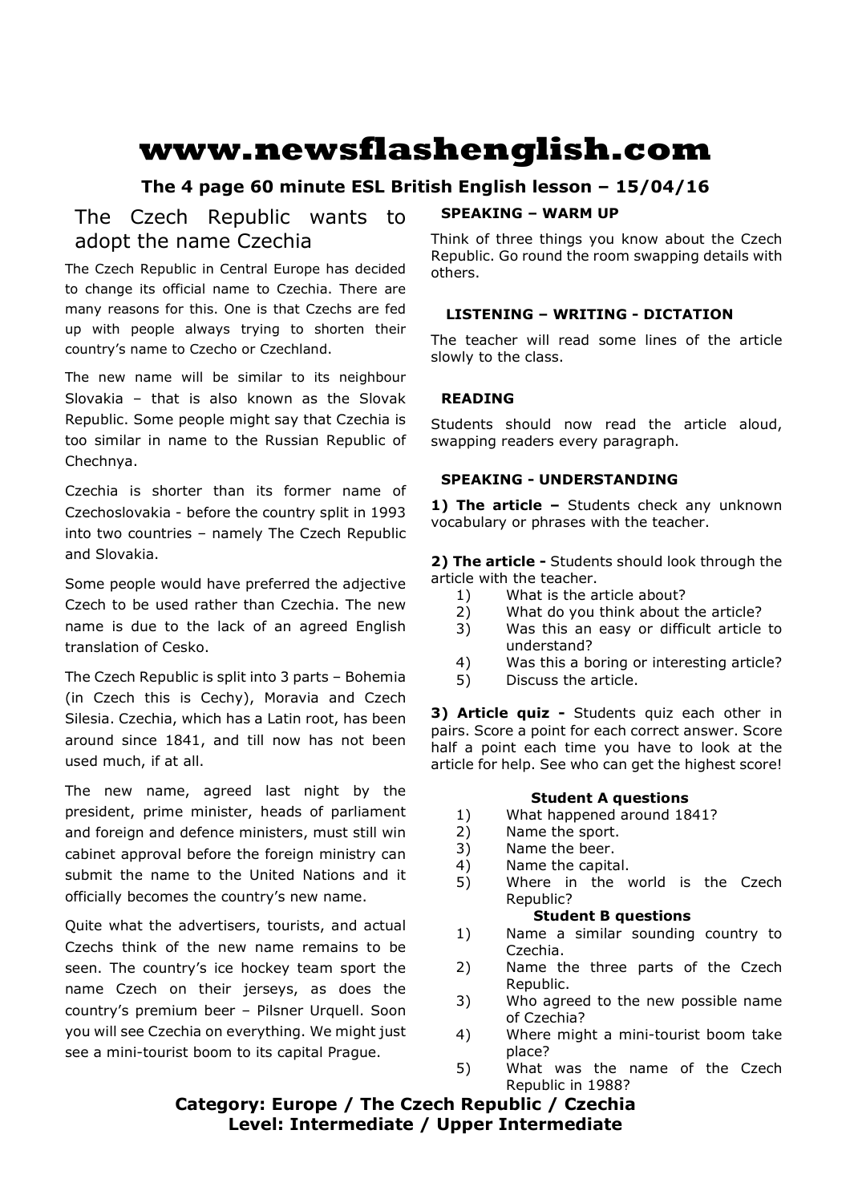# www.newsflashenglish.com

**The 4 page 60 minute ESL British English lesson – 15/04/16**

## The Czech Republic wants to adopt the name Czechia

The Czech Republic in Central Europe has decided to change its official name to Czechia. There are many reasons for this. One is that Czechs are fed up with people always trying to shorten their country's name to Czecho or Czechland.

The new name will be similar to its neighbour Slovakia – that is also known as the Slovak Republic. Some people might say that Czechia is too similar in name to the Russian Republic of Chechnya.

Czechia is shorter than its former name of Czechoslovakia - before the country split in 1993 into two countries – namely The Czech Republic and Slovakia.

Some people would have preferred the adjective Czech to be used rather than Czechia. The new name is due to the lack of an agreed English translation of Cesko.

The Czech Republic is split into 3 parts – Bohemia (in Czech this is Cechy), Moravia and Czech Silesia. Czechia, which has a Latin root, has been around since 1841, and till now has not been used much, if at all.

The new name, agreed last night by the president, prime minister, heads of parliament and foreign and defence ministers, must still win cabinet approval before the foreign ministry can submit the name to the United Nations and it officially becomes the country's new name.

Quite what the advertisers, tourists, and actual Czechs think of the new name remains to be seen. The country's ice hockey team sport the name Czech on their jerseys, as does the country's premium beer – Pilsner Urquell. Soon you will see Czechia on everything. We might just see a mini-tourist boom to its capital Prague.

### SPEAKING – WARM UP

Think of three things you know about the Czech Republic. Go round the room swapping details with others.

### LISTENING – WRITING - DICTATION

The teacher will read some lines of the article slowly to the class.

### READING

Students should now read the article aloud, swapping readers every paragraph.

### SPEAKING - UNDERSTANDING

**1) The article –** Students check any unknown vocabulary or phrases with the teacher.

**2) The article -** Students should look through the article with the teacher.

1) What is the article about?
2) What do you think about the article?
3) Was this an easy or difficult article to understand?
4) Was this a boring or interesting article?
5) Discuss the article.

**3) Article quiz -** Students quiz each other in pairs. Score a point for each correct answer. Score half a point each time you have to look at the article for help. See who can get the highest score!

**Student A questions**

1) What happened around 1841?
2) Name the sport.
3) Name the beer.
4) Name the capital.
5) Where in the world is the Czech Republic?

**Student B questions**

1) Name a similar sounding country to Czechia.
2) Name the three parts of the Czech Republic.
3) Who agreed to the new possible name of Czechia?
4) Where might a mini-tourist boom take place?
5) What was the name of the Czech Republic in 1988?

**Category: Europe / The Czech Republic / Czechia**
**Level: Intermediate / Upper Intermediate**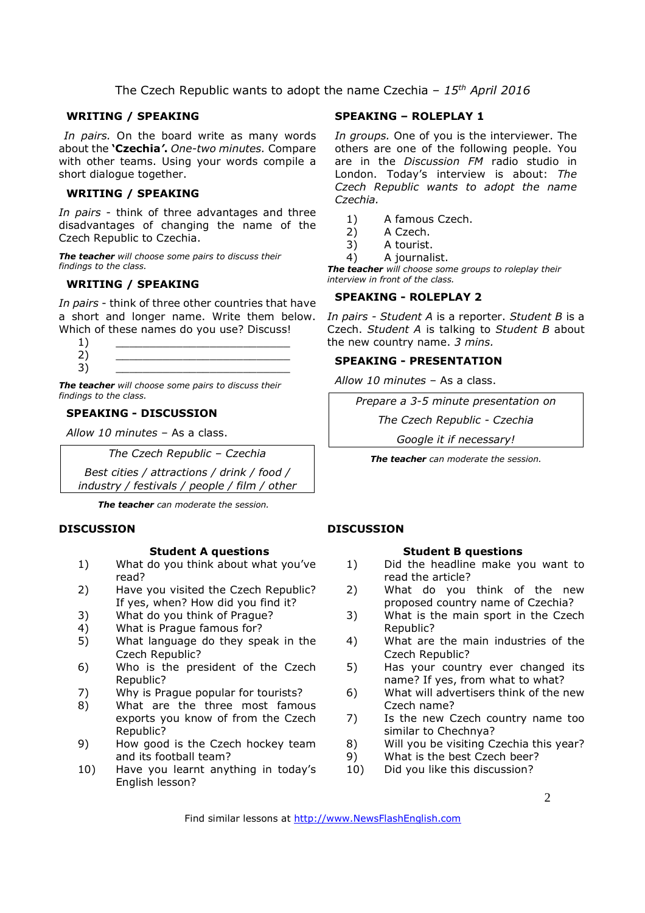The Czech Republic wants to adopt the name Czechia – *15th April 2016*

## WRITING / SPEAKING

*In pairs.* On the board write as many words about the **'Czechia'.** *One-two minutes.* Compare with other teams. Using your words compile a short dialogue together.

## WRITING / SPEAKING

*In pairs* - think of three advantages and three disadvantages of changing the name of the Czech Republic to Czechia.

***The teacher** will choose some pairs to discuss their findings to the class.*

## WRITING / SPEAKING

*In pairs* - think of three other countries that have a short and longer name. Write them below. Which of these names do you use? Discuss!

1) ___________________________
2) ___________________________
3) ___________________________

***The teacher** will choose some pairs to discuss their findings to the class.*

## SPEAKING - DISCUSSION

*Allow 10 minutes* – As a class.

| *The Czech Republic – Czechia* |
|---|
| *Best cities / attractions / drink / food / industry / festivals / people / film / other* |

***The teacher** can moderate the session.*

## SPEAKING – ROLEPLAY 1

*In groups.* One of you is the interviewer. The others are one of the following people. You are in the *Discussion FM* radio studio in London. Today's interview is about: *The Czech Republic wants to adopt the name Czechia.*

1) A famous Czech.
2) A Czech.
3) A tourist.
4) A journalist.

***The teacher** will choose some groups to roleplay their interview in front of the class.*

## SPEAKING - ROLEPLAY 2

*In pairs - Student A* is a reporter. *Student B* is a Czech. *Student A* is talking to *Student B* about the new country name. *3 mins.*

## SPEAKING - PRESENTATION

*Allow 10 minutes* – As a class.

| *Prepare a 3-5 minute presentation on* |
|---|
| *The Czech Republic - Czechia* |
| *Google it if necessary!* |

***The teacher** can moderate the session.*

## DISCUSSION

### Student A questions

1) What do you think about what you've read?
2) Have you visited the Czech Republic? If yes, when? How did you find it?
3) What do you think of Prague?
4) What is Prague famous for?
5) What language do they speak in the Czech Republic?
6) Who is the president of the Czech Republic?
7) Why is Prague popular for tourists?
8) What are the three most famous exports you know of from the Czech Republic?
9) How good is the Czech hockey team and its football team?
10) Have you learnt anything in today's English lesson?

## DISCUSSION

### Student B questions

1) Did the headline make you want to read the article?
2) What do you think of the new proposed country name of Czechia?
3) What is the main sport in the Czech Republic?
4) What are the main industries of the Czech Republic?
5) Has your country ever changed its name? If yes, from what to what?
6) What will advertisers think of the new Czech name?
7) Is the new Czech country name too similar to Chechnya?
8) Will you be visiting Czechia this year?
9) What is the best Czech beer?
10) Did you like this discussion?

Find similar lessons at http://www.NewsFlashEnglish.com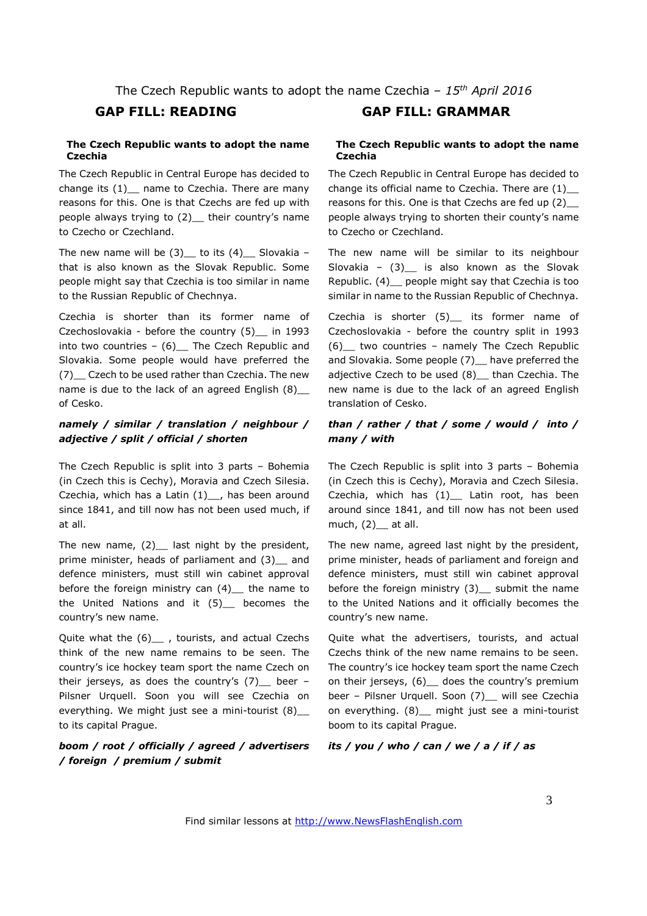The Czech Republic wants to adopt the name Czechia – *15th April 2016*

## GAP FILL: READING

**The Czech Republic wants to adopt the name Czechia**

The Czech Republic in Central Europe has decided to change its (1)__ name to Czechia. There are many reasons for this. One is that Czechs are fed up with people always trying to (2)__ their country's name to Czecho or Czechland.

The new name will be (3)__ to its (4)__ Slovakia – that is also known as the Slovak Republic. Some people might say that Czechia is too similar in name to the Russian Republic of Chechnya.

Czechia is shorter than its former name of Czechoslovakia - before the country (5)__ in 1993 into two countries – (6)__ The Czech Republic and Slovakia. Some people would have preferred the (7)__ Czech to be used rather than Czechia. The new name is due to the lack of an agreed English (8)__ of Cesko.

***namely / similar / translation / neighbour / adjective / split / official / shorten***

The Czech Republic is split into 3 parts – Bohemia (in Czech this is Cechy), Moravia and Czech Silesia. Czechia, which has a Latin (1)__, has been around since 1841, and till now has not been used much, if at all.

The new name, (2)__ last night by the president, prime minister, heads of parliament and (3)__ and defence ministers, must still win cabinet approval before the foreign ministry can (4)__ the name to the United Nations and it (5)__ becomes the country's new name.

Quite what the (6)__ , tourists, and actual Czechs think of the new name remains to be seen. The country's ice hockey team sport the name Czech on their jerseys, as does the country's (7)__ beer – Pilsner Urquell. Soon you will see Czechia on everything. We might just see a mini-tourist (8)__ to its capital Prague.

***boom / root / officially / agreed / advertisers / foreign / premium / submit***

## GAP FILL: GRAMMAR

**The Czech Republic wants to adopt the name Czechia**

The Czech Republic in Central Europe has decided to change its official name to Czechia. There are (1)__ reasons for this. One is that Czechs are fed up (2)__ people always trying to shorten their county's name to Czecho or Czechland.

The new name will be similar to its neighbour Slovakia – (3)__ is also known as the Slovak Republic. (4)__ people might say that Czechia is too similar in name to the Russian Republic of Chechnya.

Czechia is shorter (5)__ its former name of Czechoslovakia - before the country split in 1993 (6)__ two countries – namely The Czech Republic and Slovakia. Some people (7)__ have preferred the adjective Czech to be used (8)__ than Czechia. The new name is due to the lack of an agreed English translation of Cesko.

***than / rather / that / some / would / into / many / with***

The Czech Republic is split into 3 parts – Bohemia (in Czech this is Cechy), Moravia and Czech Silesia. Czechia, which has (1)__ Latin root, has been around since 1841, and till now has not been used much, (2)__ at all.

The new name, agreed last night by the president, prime minister, heads of parliament and foreign and defence ministers, must still win cabinet approval before the foreign ministry (3)__ submit the name to the United Nations and it officially becomes the country's new name.

Quite what the advertisers, tourists, and actual Czechs think of the new name remains to be seen. The country's ice hockey team sport the name Czech on their jerseys, (6)__ does the country's premium beer – Pilsner Urquell. Soon (7)__ will see Czechia on everything. (8)__ might just see a mini-tourist boom to its capital Prague.

***its / you / who / can / we / a / if / as***

Find similar lessons at http://www.NewsFlashEnglish.com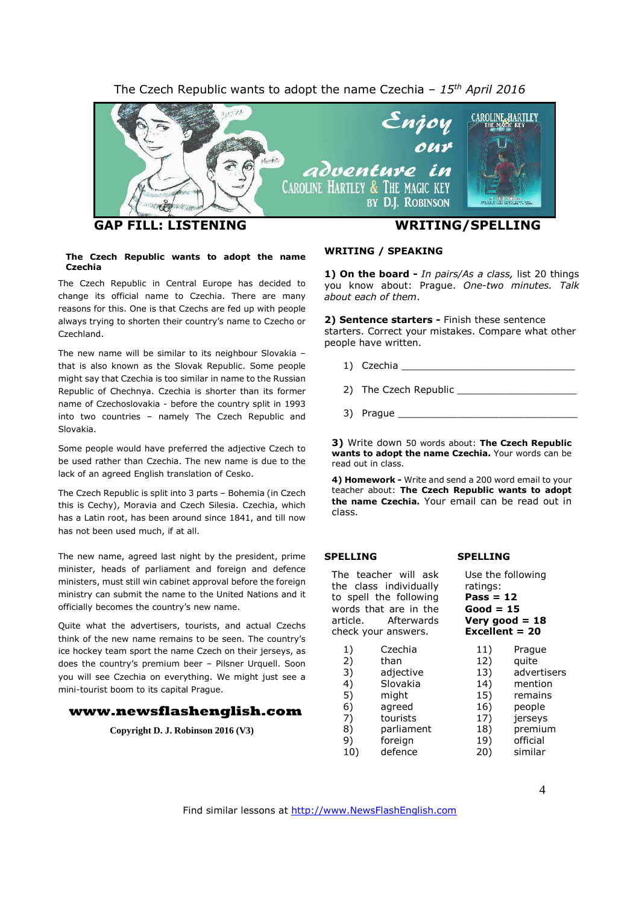The Czech Republic wants to adopt the name Czechia – *15th April 2016*

## GAP FILL: LISTENING

**The Czech Republic wants to adopt the name Czechia**

The Czech Republic in Central Europe has decided to change its official name to Czechia. There are many reasons for this. One is that Czechs are fed up with people always trying to shorten their country's name to Czecho or Czechland.

The new name will be similar to its neighbour Slovakia – that is also known as the Slovak Republic. Some people might say that Czechia is too similar in name to the Russian Republic of Chechnya. Czechia is shorter than its former name of Czechoslovakia - before the country split in 1993 into two countries – namely The Czech Republic and Slovakia.

Some people would have preferred the adjective Czech to be used rather than Czechia. The new name is due to the lack of an agreed English translation of Cesko.

The Czech Republic is split into 3 parts – Bohemia (in Czech this is Cechy), Moravia and Czech Silesia. Czechia, which has a Latin root, has been around since 1841, and till now has not been used much, if at all.

The new name, agreed last night by the president, prime minister, heads of parliament and foreign and defence ministers, must still win cabinet approval before the foreign ministry can submit the name to the United Nations and it officially becomes the country's new name.

Quite what the advertisers, tourists, and actual Czechs think of the new name remains to be seen. The country's ice hockey team sport the name Czech on their jerseys, as does the country's premium beer – Pilsner Urquell. Soon you will see Czechia on everything. We might just see a mini-tourist boom to its capital Prague.

**www.newsflashenglish.com**

**Copyright D. J. Robinson 2016 (V3)**

## WRITING/SPELLING

**WRITING / SPEAKING**

**1) On the board -** *In pairs/As a class,* list 20 things you know about: Prague. *One-two minutes. Talk about each of them.*

**2) Sentence starters -** Finish these sentence starters. Correct your mistakes. Compare what other people have written.

1) Czechia ______________________________
2) The Czech Republic ____________________
3) Prague _______________________________

**3)** Write down 50 words about: **The Czech Republic wants to adopt the name Czechia.** Your words can be read out in class.

**4) Homework -** Write and send a 200 word email to your teacher about: **The Czech Republic wants to adopt the name Czechia.** Your email can be read out in class.

**SPELLING**

The teacher will ask the class individually to spell the following words that are in the article. Afterwards check your answers.

**SPELLING**

Use the following ratings:
**Pass = 12**
**Good = 15**
**Very good = 18**
**Excellent = 20**

1) Czechia
2) than
3) adjective
4) Slovakia
5) might
6) agreed
7) tourists
8) parliament
9) foreign
10) defence
11) Prague
12) quite
13) advertisers
14) mention
15) remains
16) people
17) jerseys
18) premium
19) official
20) similar

Find similar lessons at http://www.NewsFlashEnglish.com